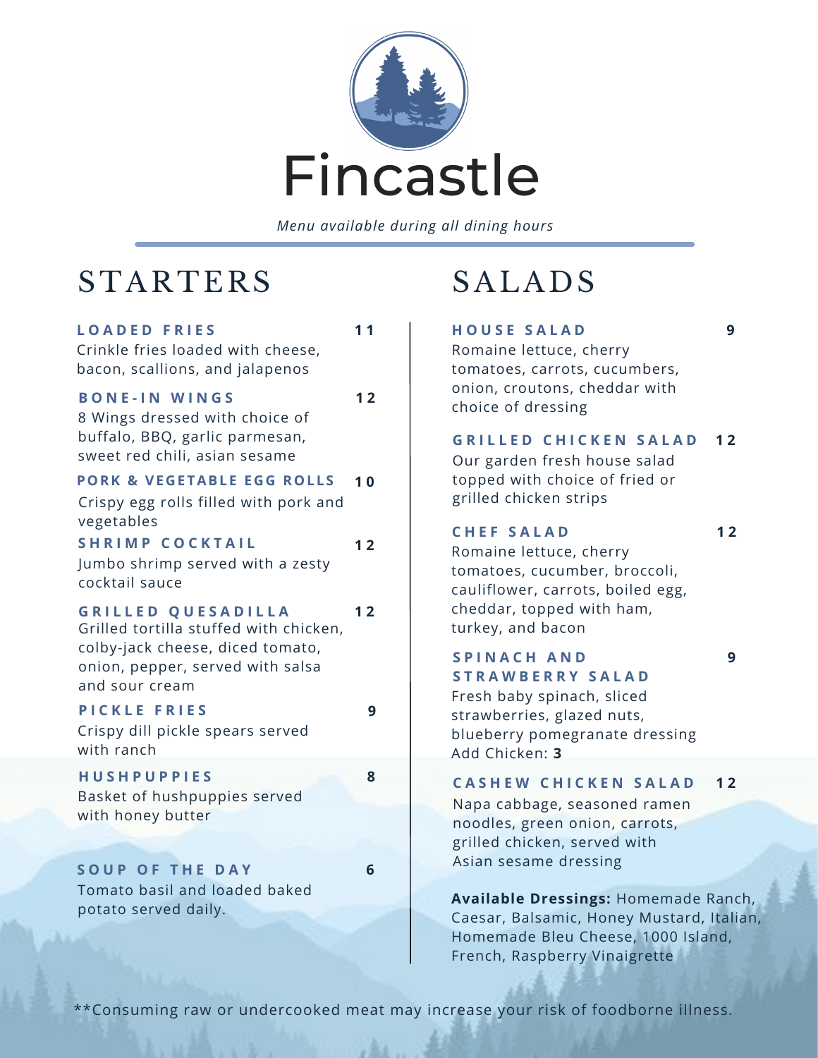# Fincastle

*Menu available during all dining hours*

## STARTERS

**LOADED FRIES** 11
Crinkle fries loaded with cheese, bacon, scallions, and jalapenos

**BONE-IN WINGS** 12
8 Wings dressed with choice of buffalo, BBQ, garlic parmesan, sweet red chili, asian sesame

**PORK & VEGETABLE EGG ROLLS** 10
Crispy egg rolls filled with pork and vegetables

**SHRIMP COCKTAIL** 12
Jumbo shrimp served with a zesty cocktail sauce

**GRILLED QUESADILLA** 12
Grilled tortilla stuffed with chicken, colby-jack cheese, diced tomato, onion, pepper, served with salsa and sour cream

**PICKLE FRIES** 9
Crispy dill pickle spears served with ranch

**HUSHPUPPIES** 8
Basket of hushpuppies served with honey butter

**SOUP OF THE DAY** 6
Tomato basil and loaded baked potato served daily.

## SALADS

**HOUSE SALAD** 9
Romaine lettuce, cherry tomatoes, carrots, cucumbers, onion, croutons, cheddar with choice of dressing

**GRILLED CHICKEN SALAD** 12
Our garden fresh house salad topped with choice of fried or grilled chicken strips

**CHEF SALAD** 12
Romaine lettuce, cherry tomatoes, cucumber, broccoli, cauliflower, carrots, boiled egg, cheddar, topped with ham, turkey, and bacon

**SPINACH AND STRAWBERRY SALAD** 9
Fresh baby spinach, sliced strawberries, glazed nuts, blueberry pomegranate dressing
Add Chicken: **3**

**CASHEW CHICKEN SALAD** 12
Napa cabbage, seasoned ramen noodles, green onion, carrots, grilled chicken, served with Asian sesame dressing

**Available Dressings:** Homemade Ranch, Caesar, Balsamic, Honey Mustard, Italian, Homemade Bleu Cheese, 1000 Island, French, Raspberry Vinaigrette

**Consuming raw or undercooked meat may increase your risk of foodborne illness.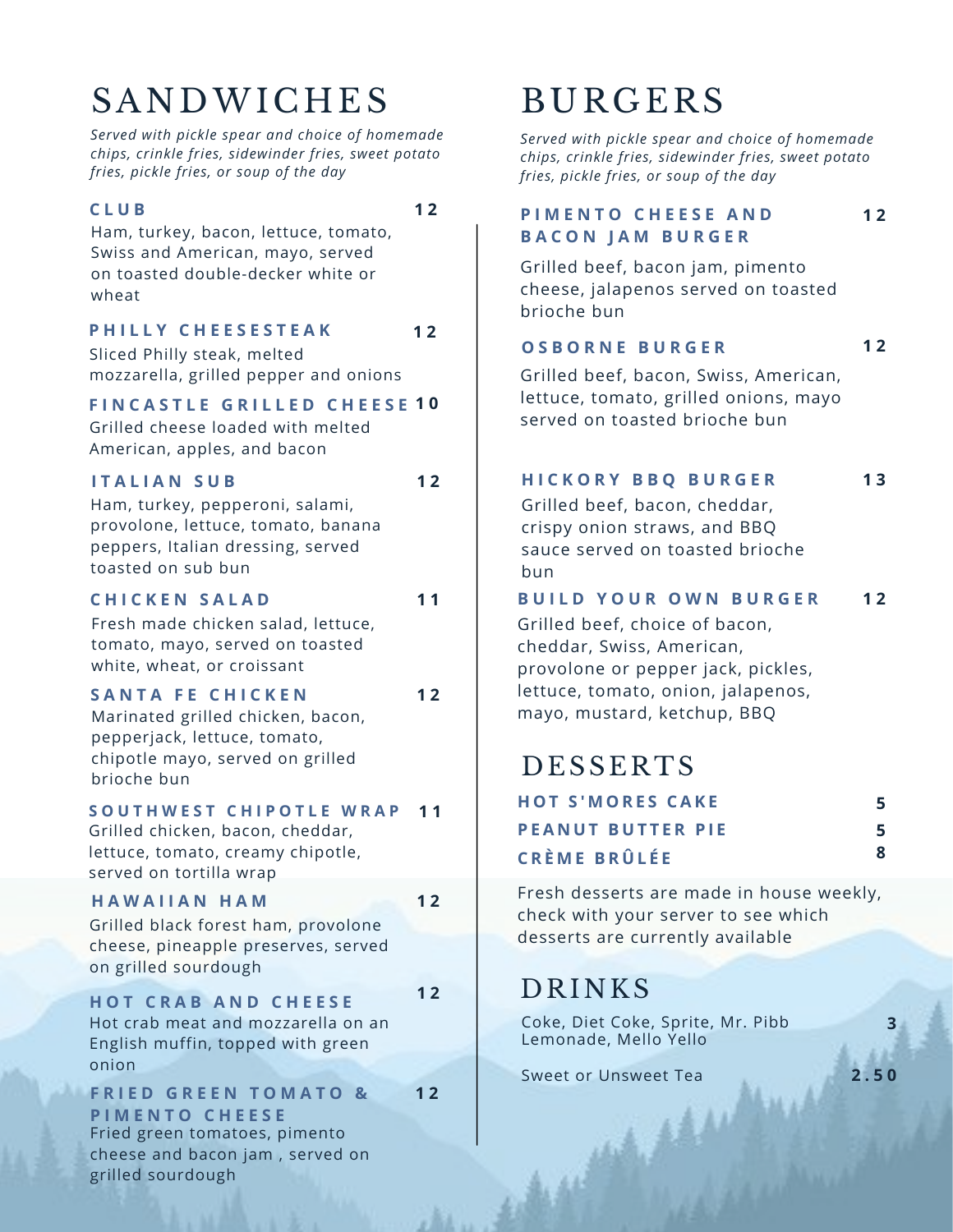# SANDWICHES

*Served with pickle spear and choice of homemade chips, crinkle fries, sidewinder fries, sweet potato fries, pickle fries, or soup of the day*

### CLUB — 12

Ham, turkey, bacon, lettuce, tomato, Swiss and American, mayo, served on toasted double-decker white or wheat

### PHILLY CHEESESTEAK — 12

Sliced Philly steak, melted mozzarella, grilled pepper and onions

### FINCASTLE GRILLED CHEESE — 10

Grilled cheese loaded with melted American, apples, and bacon

### ITALIAN SUB — 12

Ham, turkey, pepperoni, salami, provolone, lettuce, tomato, banana peppers, Italian dressing, served toasted on sub bun

### CHICKEN SALAD — 11

Fresh made chicken salad, lettuce, tomato, mayo, served on toasted white, wheat, or croissant

### SANTA FE CHICKEN — 12

Marinated grilled chicken, bacon, pepperjack, lettuce, tomato, chipotle mayo, served on grilled brioche bun

### SOUTHWEST CHIPOTLE WRAP — 11

Grilled chicken, bacon, cheddar, lettuce, tomato, creamy chipotle, served on tortilla wrap

### HAWAIIAN HAM — 12

Grilled black forest ham, provolone cheese, pineapple preserves, served on grilled sourdough

### HOT CRAB AND CHEESE — 12

Hot crab meat and mozzarella on an English muffin, topped with green onion

### FRIED GREEN TOMATO & PIMENTO CHEESE — 12

Fried green tomatoes, pimento cheese and bacon jam , served on grilled sourdough

# BURGERS

*Served with pickle spear and choice of homemade chips, crinkle fries, sidewinder fries, sweet potato fries, pickle fries, or soup of the day*

### PIMENTO CHEESE AND BACON JAM BURGER — 12

Grilled beef, bacon jam, pimento cheese, jalapenos served on toasted brioche bun

### OSBORNE BURGER — 12

Grilled beef, bacon, Swiss, American, lettuce, tomato, grilled onions, mayo served on toasted brioche bun

### HICKORY BBQ BURGER — 13

Grilled beef, bacon, cheddar, crispy onion straws, and BBQ sauce served on toasted brioche bun

### BUILD YOUR OWN BURGER — 12

Grilled beef, choice of bacon, cheddar, Swiss, American, provolone or pepper jack, pickles, lettuce, tomato, onion, jalapenos, mayo, mustard, ketchup, BBQ

# DESSERTS

| | |
|---|---|
| **HOT S'MORES CAKE** | 5 |
| **PEANUT BUTTER PIE** | 5 |
| **CRÈME BRÛLÉE** | 8 |

Fresh desserts are made in house weekly, check with your server to see which desserts are currently available

# DRINKS

| | |
|---|---|
| Coke, Diet Coke, Sprite, Mr. Pibb Lemonade, Mello Yello | 3 |
| Sweet or Unsweet Tea | 2.50 |